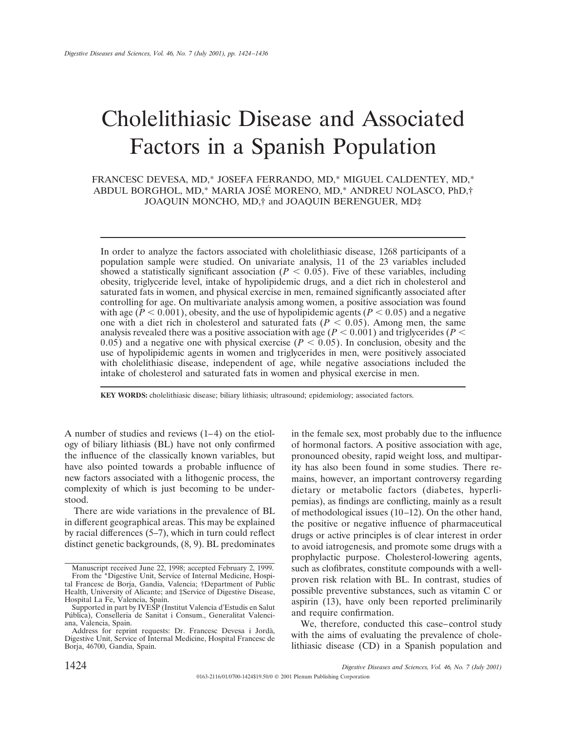# Cholelithiasic Disease and Associated Factors in a Spanish Population

FRANCESC DEVESA, MD,* JOSEFA FERRANDO, MD,* MIGUEL CALDENTEY, MD,* ABDUL BORGHOL, MD,* MARIA JOSÉ MORENO, MD,* ANDREU NOLASCO, PhD,† JOAQUIN MONCHO, MD,† and JOAQUIN BERENGUER, MD‡

In order to analyze the factors associated with cholelithiasic disease, 1268 participants of a population sample were studied. On univariate analysis, 11 of the 23 variables included showed a statistically significant association ($P < 0.05$). Five of these variables, including obesity, triglyceride level, intake of hypolipidemic drugs, and a diet rich in cholesterol and saturated fats in women, and physical exercise in men, remained significantly associated after controlling for age. On multivariate analysis among women, a positive association was found with age ($P < 0.001$), obesity, and the use of hypolipidemic agents ($P < 0.05$) and a negative one with a diet rich in cholesterol and saturated fats ($P < 0.05$). Among men, the same analysis revealed there was a positive association with age ($P < 0.001$) and triglycerides ($P < 0.05$) and a negative one with physical exercise ($P < 0.05$). In conclusion, obesity and the use of hypolipidemic agents in women and triglycerides in men, were positively associated with cholelithiasic disease, independent of age, while negative associations included the intake of cholesterol and saturated fats in women and physical exercise in men.

**KEY WORDS:** cholelithiasic disease; biliary lithiasis; ultrasound; epidemiology; associated factors.

A number of studies and reviews (1–4) on the etiology of biliary lithiasis (BL) have not only confirmed the influence of the classically known variables, but have also pointed towards a probable influence of new factors associated with a lithogenic process, the complexity of which is just becoming to be understood.

There are wide variations in the prevalence of BL in different geographical areas. This may be explained by racial differences (5–7), which in turn could reflect distinct genetic backgrounds, (8, 9). BL predominates in the female sex, most probably due to the influence of hormonal factors. A positive association with age, pronounced obesity, rapid weight loss, and multiparity has also been found in some studies. There remains, however, an important controversy regarding dietary or metabolic factors (diabetes, hyperlipemias), as findings are conflicting, mainly as a result of methodological issues (10–12). On the other hand, the positive or negative influence of pharmaceutical drugs or active principles is of clear interest in order to avoid iatrogenesis, and promote some drugs with a prophylactic purpose. Cholesterol-lowering agents, such as clofibrates, constitute compounds with a well-proven risk relation with BL. In contrast, studies of possible preventive substances, such as vitamin C or aspirin (13), have only been reported preliminarily and require confirmation.

We, therefore, conducted this case–control study with the aims of evaluating the prevalence of cholelithiasic disease (CD) in a Spanish population and

---

Manuscript received June 22, 1998; accepted February 2, 1999.

From the *Digestive Unit, Service of Internal Medicine, Hospital Francesc de Borja, Gandia, Valencia; †Department of Public Health, University of Alicante; and ‡Service of Digestive Disease, Hospital La Fe, Valencia, Spain.

Supported in part by IVESP (Institut Valencia d'Estudis en Salut Pública), Conselleria de Sanitat i Consum., Generalitat Valenciana, Valencia, Spain.

Address for reprint requests: Dr. Francesc Devesa i Jordà, Digestive Unit, Service of Internal Medicine, Hospital Francesc de Borja, 46700, Gandia, Spain.

0163-2116/01/0700-1424$19.50/0 © 2001 Plenum Publishing Corporation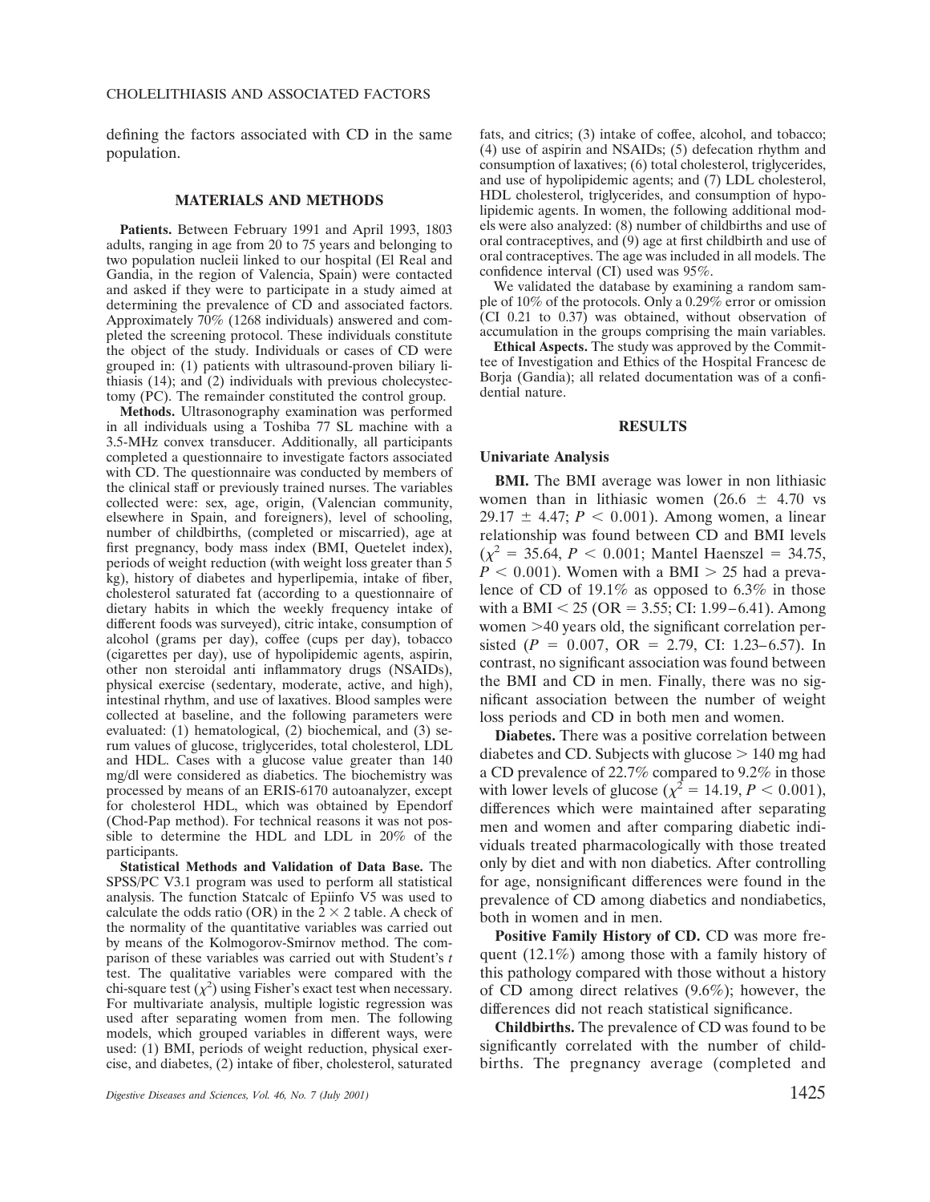defining the factors associated with CD in the same population.

## MATERIALS AND METHODS

**Patients.** Between February 1991 and April 1993, 1803 adults, ranging in age from 20 to 75 years and belonging to two population nucleii linked to our hospital (El Real and Gandia, in the region of Valencia, Spain) were contacted and asked if they were to participate in a study aimed at determining the prevalence of CD and associated factors. Approximately 70% (1268 individuals) answered and completed the screening protocol. These individuals constitute the object of the study. Individuals or cases of CD were grouped in: (1) patients with ultrasound-proven biliary lithiasis (14); and (2) individuals with previous cholecystectomy (PC). The remainder constituted the control group.

**Methods.** Ultrasonography examination was performed in all individuals using a Toshiba 77 SL machine with a 3.5-MHz convex transducer. Additionally, all participants completed a questionnaire to investigate factors associated with CD. The questionnaire was conducted by members of the clinical staff or previously trained nurses. The variables collected were: sex, age, origin, (Valencian community, elsewhere in Spain, and foreigners), level of schooling, number of childbirths, (completed or miscarried), age at first pregnancy, body mass index (BMI, Quetelet index), periods of weight reduction (with weight loss greater than 5 kg), history of diabetes and hyperlipemia, intake of fiber, cholesterol saturated fat (according to a questionnaire of dietary habits in which the weekly frequency intake of different foods was surveyed), citric intake, consumption of alcohol (grams per day), coffee (cups per day), tobacco (cigarettes per day), use of hypolipidemic agents, aspirin, other non steroidal anti inflammatory drugs (NSAIDs), physical exercise (sedentary, moderate, active, and high), intestinal rhythm, and use of laxatives. Blood samples were collected at baseline, and the following parameters were evaluated: (1) hematological, (2) biochemical, and (3) serum values of glucose, triglycerides, total cholesterol, LDL and HDL. Cases with a glucose value greater than 140 mg/dl were considered as diabetics. The biochemistry was processed by means of an ERIS-6170 autoanalyzer, except for cholesterol HDL, which was obtained by Ependorf (Chod-Pap method). For technical reasons it was not possible to determine the HDL and LDL in 20% of the participants.

**Statistical Methods and Validation of Data Base.** The SPSS/PC V3.1 program was used to perform all statistical analysis. The function Statcalc of Epiinfo V5 was used to calculate the odds ratio (OR) in the $2 \times 2$ table. A check of the normality of the quantitative variables was carried out by means of the Kolmogorov-Smirnov method. The comparison of these variables was carried out with Student's $t$ test. The qualitative variables were compared with the chi-square test ($\chi^2$) using Fisher's exact test when necessary. For multivariate analysis, multiple logistic regression was used after separating women from men. The following models, which grouped variables in different ways, were used: (1) BMI, periods of weight reduction, physical exercise, and diabetes, (2) intake of fiber, cholesterol, saturated fats, and citrics; (3) intake of coffee, alcohol, and tobacco; (4) use of aspirin and NSAIDs; (5) defecation rhythm and consumption of laxatives; (6) total cholesterol, triglycerides, and use of hypolipidemic agents; and (7) LDL cholesterol, HDL cholesterol, triglycerides, and consumption of hypolipidemic agents. In women, the following additional models were also analyzed: (8) number of childbirths and use of oral contraceptives, and (9) age at first childbirth and use of oral contraceptives. The age was included in all models. The confidence interval (CI) used was 95%.

We validated the database by examining a random sample of 10% of the protocols. Only a 0.29% error or omission (CI 0.21 to 0.37) was obtained, without observation of accumulation in the groups comprising the main variables.

**Ethical Aspects.** The study was approved by the Committee of Investigation and Ethics of the Hospital Francesc de Borja (Gandia); all related documentation was of a confidential nature.

## RESULTS

### Univariate Analysis

**BMI.** The BMI average was lower in non lithiasic women than in lithiasic women ($26.6 \pm 4.70$ vs $29.17 \pm 4.47$; $P < 0.001$). Among women, a linear relationship was found between CD and BMI levels ($\chi^2 = 35.64$, $P < 0.001$; Mantel Haenszel = 34.75, $P < 0.001$). Women with a BMI $> 25$ had a prevalence of CD of 19.1% as opposed to 6.3% in those with a BMI $< 25$ (OR = 3.55; CI: 1.99–6.41). Among women $>$40 years old, the significant correlation persisted ($P = 0.007$, OR = 2.79, CI: 1.23–6.57). In contrast, no significant association was found between the BMI and CD in men. Finally, there was no significant association between the number of weight loss periods and CD in both men and women.

**Diabetes.** There was a positive correlation between diabetes and CD. Subjects with glucose $> 140$ mg had a CD prevalence of 22.7% compared to 9.2% in those with lower levels of glucose ($\chi^2 = 14.19$, $P < 0.001$), differences which were maintained after separating men and women and after comparing diabetic individuals treated pharmacologically with those treated only by diet and with non diabetics. After controlling for age, nonsignificant differences were found in the prevalence of CD among diabetics and nondiabetics, both in women and in men.

**Positive Family History of CD.** CD was more frequent (12.1%) among those with a family history of this pathology compared with those without a history of CD among direct relatives (9.6%); however, the differences did not reach statistical significance.

**Childbirths.** The prevalence of CD was found to be significantly correlated with the number of childbirths. The pregnancy average (completed and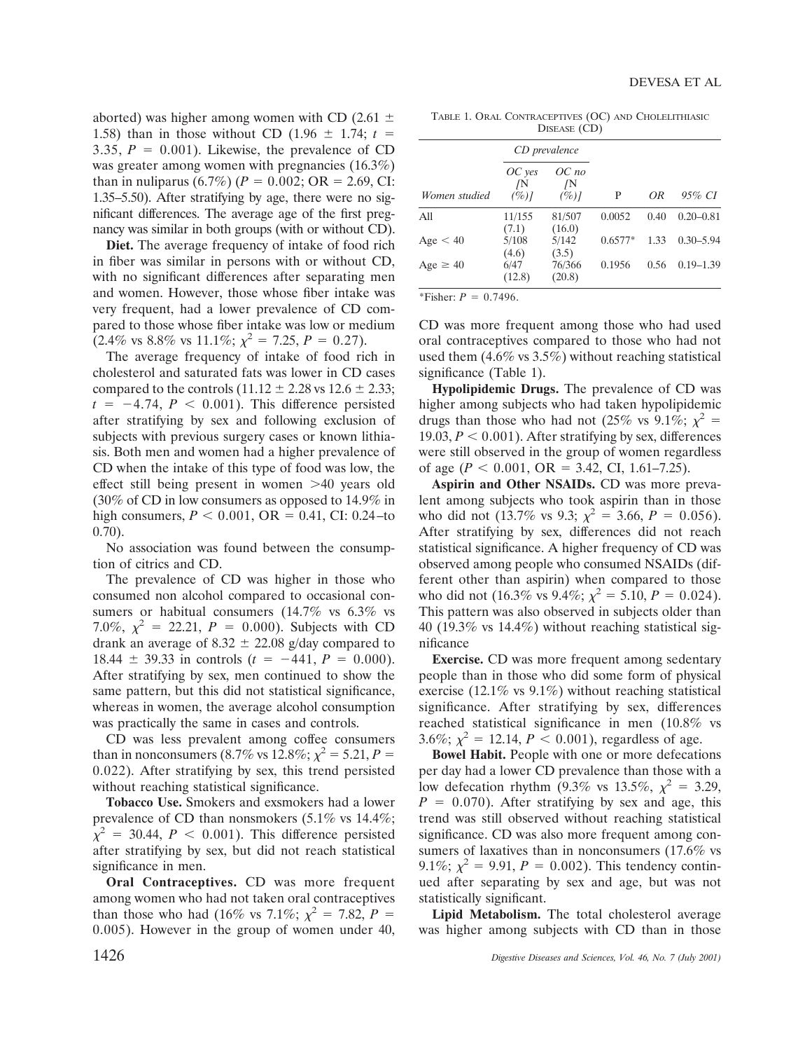aborted) was higher among women with CD ($2.61 \pm 1.58$) than in those without CD ($1.96 \pm 1.74$; $t = 3.35$, $P = 0.001$). Likewise, the prevalence of CD was greater among women with pregnancies (16.3%) than in nuliparus (6.7%) ($P = 0.002$; OR = 2.69, CI: 1.35–5.50). After stratifying by age, there were no significant differences. The average age of the first pregnancy was similar in both groups (with or without CD).

**Diet.** The average frequency of intake of food rich in fiber was similar in persons with or without CD, with no significant differences after separating men and women. However, those whose fiber intake was very frequent, had a lower prevalence of CD compared to those whose fiber intake was low or medium (2.4% vs 8.8% vs 11.1%; $\chi^2 = 7.25$, $P = 0.27$).

The average frequency of intake of food rich in cholesterol and saturated fats was lower in CD cases compared to the controls ($11.12 \pm 2.28$ vs $12.6 \pm 2.33$; $t = -4.74$, $P < 0.001$). This difference persisted after stratifying by sex and following exclusion of subjects with previous surgery cases or known lithiasis. Both men and women had a higher prevalence of CD when the intake of this type of food was low, the effect still being present in women >40 years old (30% of CD in low consumers as opposed to 14.9% in high consumers, $P < 0.001$, OR = 0.41, CI: 0.24–to 0.70).

No association was found between the consumption of citrics and CD.

The prevalence of CD was higher in those who consumed non alcohol compared to occasional consumers or habitual consumers (14.7% vs 6.3% vs 7.0%, $\chi^2 = 22.21$, $P = 0.000$). Subjects with CD drank an average of $8.32 \pm 22.08$ g/day compared to $18.44 \pm 39.33$ in controls ($t = -441$, $P = 0.000$). After stratifying by sex, men continued to show the same pattern, but this did not statistical significance, whereas in women, the average alcohol consumption was practically the same in cases and controls.

CD was less prevalent among coffee consumers than in nonconsumers (8.7% vs 12.8%; $\chi^2 = 5.21$, $P = 0.022$). After stratifying by sex, this trend persisted without reaching statistical significance.

**Tobacco Use.** Smokers and exsmokers had a lower prevalence of CD than nonsmokers (5.1% vs 14.4%; $\chi^2 = 30.44$, $P < 0.001$). This difference persisted after stratifying by sex, but did not reach statistical significance in men.

**Oral Contraceptives.** CD was more frequent among women who had not taken oral contraceptives than those who had (16% vs 7.1%; $\chi^2 = 7.82$, $P = 0.005$). However in the group of women under 40, CD was more frequent among those who had used oral contraceptives compared to those who had not used them (4.6% vs 3.5%) without reaching statistical significance (Table 1).

TABLE 1. ORAL CONTRACEPTIVES (OC) AND CHOLELITHIASIC DISEASE (CD)

| | CD prevalence | | | | |
|---|---|---|---|---|---|
| *Women studied* | *OC yes [N (%)]* | *OC no [N (%)]* | P | *OR* | *95% CI* |
| All | 11/155 (7.1) | 81/507 (16.0) | 0.0052 | 0.40 | 0.20–0.81 |
| Age < 40 | 5/108 (4.6) | 5/142 (3.5) | 0.6577* | 1.33 | 0.30–5.94 |
| Age ≥ 40 | 6/47 (12.8) | 76/366 (20.8) | 0.1956 | 0.56 | 0.19–1.39 |

*Fisher: $P = 0.7496$.

**Hypolipidemic Drugs.** The prevalence of CD was higher among subjects who had taken hypolipidemic drugs than those who had not (25% vs 9.1%; $\chi^2 = 19.03$, $P < 0.001$). After stratifying by sex, differences were still observed in the group of women regardless of age ($P < 0.001$, OR = 3.42, CI, 1.61–7.25).

**Aspirin and Other NSAIDs.** CD was more prevalent among subjects who took aspirin than in those who did not (13.7% vs 9.3; $\chi^2 = 3.66$, $P = 0.056$). After stratifying by sex, differences did not reach statistical significance. A higher frequency of CD was observed among people who consumed NSAIDs (different other than aspirin) when compared to those who did not (16.3% vs 9.4%; $\chi^2 = 5.10$, $P = 0.024$). This pattern was also observed in subjects older than 40 (19.3% vs 14.4%) without reaching statistical significance

**Exercise.** CD was more frequent among sedentary people than in those who did some form of physical exercise (12.1% vs 9.1%) without reaching statistical significance. After stratifying by sex, differences reached statistical significance in men (10.8% vs 3.6%; $\chi^2 = 12.14$, $P < 0.001$), regardless of age.

**Bowel Habit.** People with one or more defecations per day had a lower CD prevalence than those with a low defecation rhythm (9.3% vs 13.5%, $\chi^2 = 3.29$, $P = 0.070$). After stratifying by sex and age, this trend was still observed without reaching statistical significance. CD was also more frequent among consumers of laxatives than in nonconsumers (17.6% vs 9.1%; $\chi^2 = 9.91$, $P = 0.002$). This tendency continued after separating by sex and age, but was not statistically significant.

**Lipid Metabolism.** The total cholesterol average was higher among subjects with CD than in those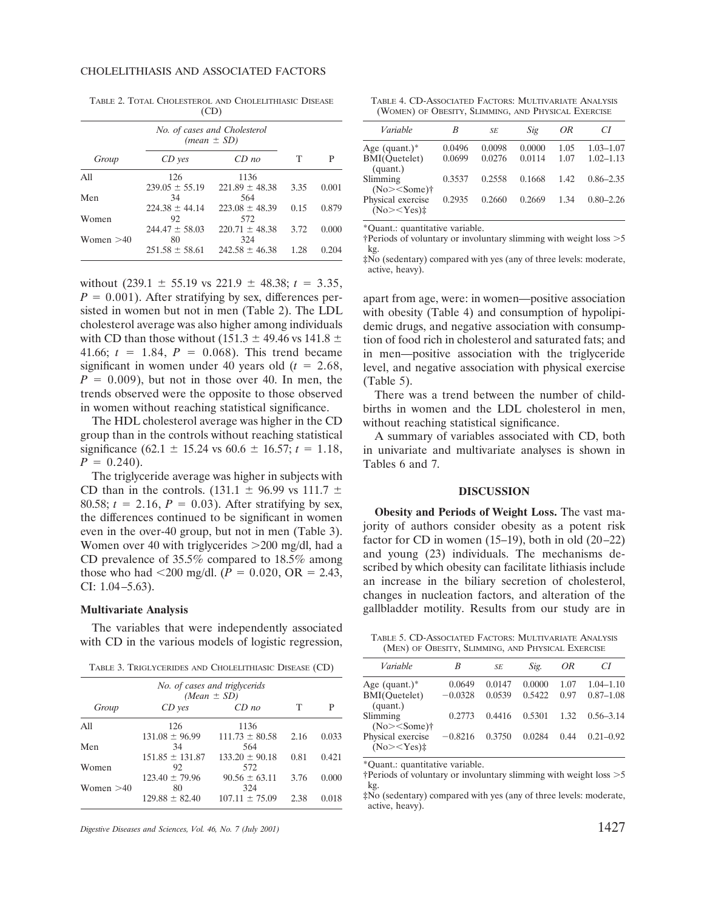TABLE 2. TOTAL CHOLESTEROL AND CHOLELITHIASIC DISEASE (CD)

| Group | *No. of cases and Cholesterol (mean ± SD)* | | T | P |
|---|---|---|---|---|
| | *CD yes* | *CD no* | | |
| All | 126 | 1136 | | |
| | 239.05 ± 55.19 | 221.89 ± 48.38 | 3.35 | 0.001 |
| Men | 34 | 564 | | |
| | 224.38 ± 44.14 | 223.08 ± 48.39 | 0.15 | 0.879 |
| Women | 92 | 572 | | |
| | 244.47 ± 58.03 | 220.71 ± 48.38 | 3.72 | 0.000 |
| Women >40 | 80 | 324 | | |
| | 251.58 ± 58.61 | 242.58 ± 46.38 | 1.28 | 0.204 |

without (239.1 ± 55.19 vs 221.9 ± 48.38; $t = 3.35$, $P = 0.001$). After stratifying by sex, differences persisted in women but not in men (Table 2). The LDL cholesterol average was also higher among individuals with CD than those without (151.3 ± 49.46 vs 141.8 ± 41.66; $t = 1.84$, $P = 0.068$). This trend became significant in women under 40 years old ($t = 2.68$, $P = 0.009$), but not in those over 40. In men, the trends observed were the opposite to those observed in women without reaching statistical significance.

The HDL cholesterol average was higher in the CD group than in the controls without reaching statistical significance (62.1 ± 15.24 vs 60.6 ± 16.57; $t = 1.18$, $P = 0.240$).

The triglyceride average was higher in subjects with CD than in the controls. (131.1 ± 96.99 vs 111.7 ± 80.58; $t = 2.16$, $P = 0.03$). After stratifying by sex, the differences continued to be significant in women even in the over-40 group, but not in men (Table 3). Women over 40 with triglycerides >200 mg/dl, had a CD prevalence of 35.5% compared to 18.5% among those who had <200 mg/dl. ($P = 0.020$, OR = 2.43, CI: 1.04–5.63).

### Multivariate Analysis

The variables that were independently associated with CD in the various models of logistic regression, apart from age, were: in women—positive association with obesity (Table 4) and consumption of hypolipidemic drugs, and negative association with consumption of food rich in cholesterol and saturated fats; and in men—positive association with the triglyceride level, and negative association with physical exercise (Table 5).

TABLE 3. TRIGLYCERIDES AND CHOLELITHIASIC DISEASE (CD)

| Group | *No. of cases and triglycerids (Mean ± SD)* | | T | P |
|---|---|---|---|---|
| | *CD yes* | *CD no* | | |
| All | 126 | 1136 | | |
| | 131.08 ± 96.99 | 111.73 ± 80.58 | 2.16 | 0.033 |
| Men | 34 | 564 | | |
| | 151.85 ± 131.87 | 133.20 ± 90.18 | 0.81 | 0.421 |
| Women | 92 | 572 | | |
| | 123.40 ± 79.96 | 90.56 ± 63.11 | 3.76 | 0.000 |
| Women >40 | 80 | 324 | | |
| | 129.88 ± 82.40 | 107.11 ± 75.09 | 2.38 | 0.018 |

TABLE 4. CD-ASSOCIATED FACTORS: MULTIVARIATE ANALYSIS (WOMEN) OF OBESITY, SLIMMING, AND PHYSICAL EXERCISE

| *Variable* | *B* | *SE* | *Sig* | *OR* | *CI* |
|---|---|---|---|---|---|
| Age (quant.)* | 0.0496 | 0.0098 | 0.0000 | 1.05 | 1.03–1.07 |
| BMI(Quetelet) (quant.) | 0.0699 | 0.0276 | 0.0114 | 1.07 | 1.02–1.13 |
| Slimming (No><Some)† | 0.3537 | 0.2558 | 0.1668 | 1.42 | 0.86–2.35 |
| Physical exercise (No><Yes)‡ | 0.2935 | 0.2660 | 0.2669 | 1.34 | 0.80–2.26 |

*Quant.: quantitative variable.
†Periods of voluntary or involuntary slimming with weight loss >5 kg.
‡No (sedentary) compared with yes (any of three levels: moderate, active, heavy).

There was a trend between the number of childbirths in women and the LDL cholesterol in men, without reaching statistical significance.

A summary of variables associated with CD, both in univariate and multivariate analyses is shown in Tables 6 and 7.

## DISCUSSION

**Obesity and Periods of Weight Loss.** The vast majority of authors consider obesity as a potent risk factor for CD in women (15–19), both in old (20–22) and young (23) individuals. The mechanisms described by which obesity can facilitate lithiasis include an increase in the biliary secretion of cholesterol, changes in nucleation factors, and alteration of the gallbladder motility. Results from our study are in

TABLE 5. CD-ASSOCIATED FACTORS: MULTIVARIATE ANALYSIS (MEN) OF OBESITY, SLIMMING, AND PHYSICAL EXERCISE

| *Variable* | *B* | *SE* | *Sig.* | *OR* | *CI* |
|---|---|---|---|---|---|
| Age (quant.)* | 0.0649 | 0.0147 | 0.0000 | 1.07 | 1.04–1.10 |
| BMI(Quetelet) (quant.) | −0.0328 | 0.0539 | 0.5422 | 0.97 | 0.87–1.08 |
| Slimming (No><Some)† | 0.2773 | 0.4416 | 0.5301 | 1.32 | 0.56–3.14 |
| Physical exercise (No><Yes)‡ | −0.8216 | 0.3750 | 0.0284 | 0.44 | 0.21–0.92 |

*Quant.: quantitative variable.
†Periods of voluntary or involuntary slimming with weight loss >5 kg.
‡No (sedentary) compared with yes (any of three levels: moderate, active, heavy).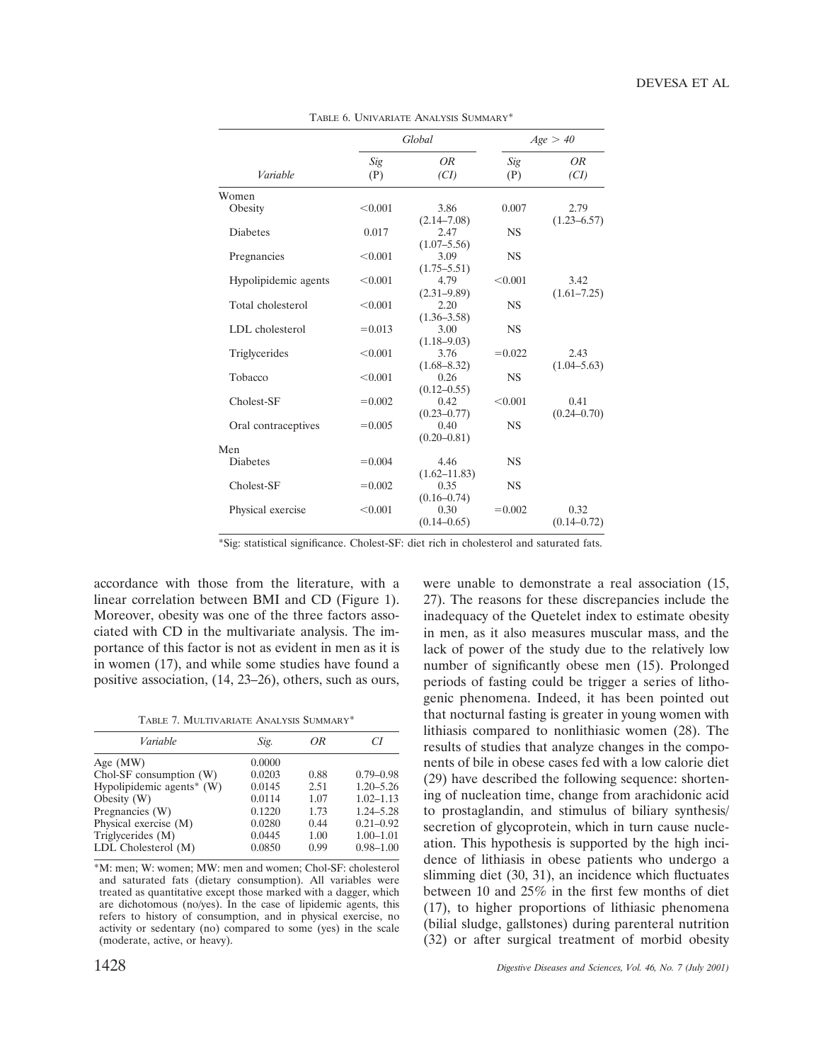TABLE 6. UNIVARIATE ANALYSIS SUMMARY*

| | Global | | Age > 40 | |
|---|---|---|---|---|
| *Variable* | *Sig* (P) | *OR* (*CI*) | *Sig* (P) | *OR* (*CI*) |
| Women | | | | |
| Obesity | <0.001 | 3.86 (2.14–7.08) | 0.007 | 2.79 (1.23–6.57) |
| Diabetes | 0.017 | 2.47 (1.07–5.56) | NS | |
| Pregnancies | <0.001 | 3.09 (1.75–5.51) | NS | |
| Hypolipidemic agents | <0.001 | 4.79 (2.31–9.89) | <0.001 | 3.42 (1.61–7.25) |
| Total cholesterol | <0.001 | 2.20 (1.36–3.58) | NS | |
| LDL cholesterol | =0.013 | 3.00 (1.18–9.03) | NS | |
| Triglycerides | <0.001 | 3.76 (1.68–8.32) | =0.022 | 2.43 (1.04–5.63) |
| Tobacco | <0.001 | 0.26 (0.12–0.55) | NS | |
| Cholest-SF | =0.002 | 0.42 (0.23–0.77) | <0.001 | 0.41 (0.24–0.70) |
| Oral contraceptives | =0.005 | 0.40 (0.20–0.81) | NS | |
| Men | | | | |
| Diabetes | =0.004 | 4.46 (1.62–11.83) | NS | |
| Cholest-SF | =0.002 | 0.35 (0.16–0.74) | NS | |
| Physical exercise | <0.001 | 0.30 (0.14–0.65) | =0.002 | 0.32 (0.14–0.72) |

*Sig: statistical significance. Cholest-SF: diet rich in cholesterol and saturated fats.

accordance with those from the literature, with a linear correlation between BMI and CD (Figure 1). Moreover, obesity was one of the three factors associated with CD in the multivariate analysis. The importance of this factor is not as evident in men as it is in women (17), and while some studies have found a positive association, (14, 23–26), others, such as ours, were unable to demonstrate a real association (15, 27). The reasons for these discrepancies include the inadequacy of the Quetelet index to estimate obesity in men, as it also measures muscular mass, and the lack of power of the study due to the relatively low number of significantly obese men (15). Prolonged periods of fasting could be trigger a series of lithogenic phenomena. Indeed, it has been pointed out that nocturnal fasting is greater in young women with lithiasis compared to nonlithiasic women (28). The results of studies that analyze changes in the components of bile in obese cases fed with a low calorie diet (29) have described the following sequence: shortening of nucleation time, change from arachidonic acid to prostaglandin, and stimulus of biliary synthesis/secretion of glycoprotein, which in turn cause nucleation. This hypothesis is supported by the high incidence of lithiasis in obese patients who undergo a slimming diet (30, 31), an incidence which fluctuates between 10 and 25% in the first few months of diet (17), to higher proportions of lithiasic phenomena (bilial sludge, gallstones) during parenteral nutrition (32) or after surgical treatment of morbid obesity

TABLE 7. MULTIVARIATE ANALYSIS SUMMARY*

| *Variable* | *Sig.* | *OR* | *CI* |
|---|---|---|---|
| Age (MW) | 0.0000 | | |
| Chol-SF consumption (W) | 0.0203 | 0.88 | 0.79–0.98 |
| Hypolipidemic agents* (W) | 0.0145 | 2.51 | 1.20–5.26 |
| Obesity (W) | 0.0114 | 1.07 | 1.02–1.13 |
| Pregnancies (W) | 0.1220 | 1.73 | 1.24–5.28 |
| Physical exercise (M) | 0.0280 | 0.44 | 0.21–0.92 |
| Triglycerides (M) | 0.0445 | 1.00 | 1.00–1.01 |
| LDL Cholesterol (M) | 0.0850 | 0.99 | 0.98–1.00 |

*M: men; W: women; MW: men and women; Chol-SF: cholesterol and saturated fats (dietary consumption). All variables were treated as quantitative except those marked with a dagger, which are dichotomous (no/yes). In the case of lipidemic agents, this refers to history of consumption, and in physical exercise, no activity or sedentary (no) compared to some (yes) in the scale (moderate, active, or heavy).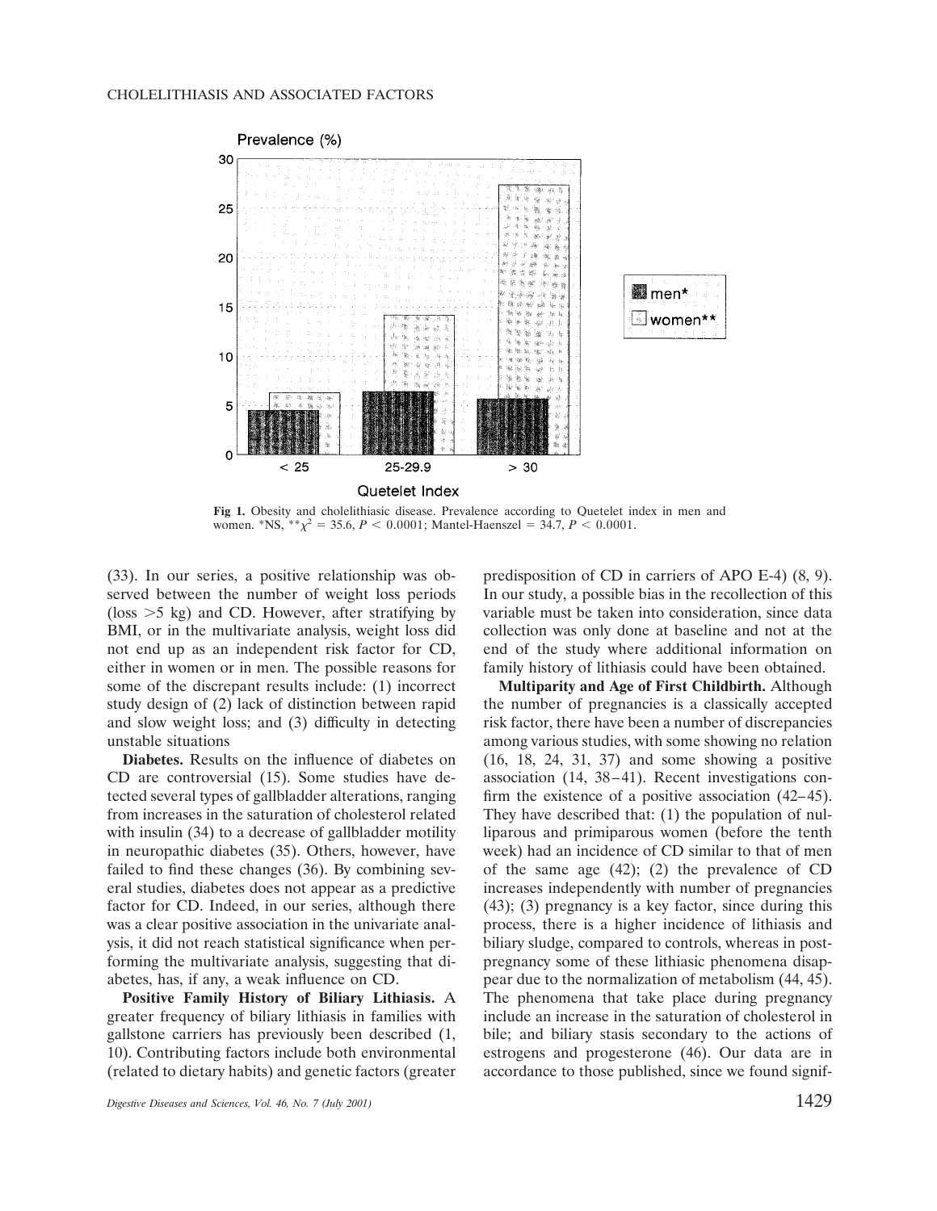Fig 1. Obesity and cholelithiasic disease. Prevalence according to Quetelet index in men and women. *NS, **$\chi^2 = 35.6$, $P < 0.0001$; Mantel-Haenszel = 34.7, $P < 0.0001$.

(33). In our series, a positive relationship was observed between the number of weight loss periods (loss >5 kg) and CD. However, after stratifying by BMI, or in the multivariate analysis, weight loss did not end up as an independent risk factor for CD, either in women or in men. The possible reasons for some of the discrepant results include: (1) incorrect study design of (2) lack of distinction between rapid and slow weight loss; and (3) difficulty in detecting unstable situations

**Diabetes.** Results on the influence of diabetes on CD are controversial (15). Some studies have detected several types of gallbladder alterations, ranging from increases in the saturation of cholesterol related with insulin (34) to a decrease of gallbladder motility in neuropathic diabetes (35). Others, however, have failed to find these changes (36). By combining several studies, diabetes does not appear as a predictive factor for CD. Indeed, in our series, although there was a clear positive association in the univariate analysis, it did not reach statistical significance when performing the multivariate analysis, suggesting that diabetes has, if any, a weak influence on CD.

**Positive Family History of Biliary Lithiasis.** A greater frequency of biliary lithiasis in families with gallstone carriers has previously been described (1, 10). Contributing factors include both environmental (related to dietary habits) and genetic factors (greater predisposition of CD in carriers of APO E-4) (8, 9). In our study, a possible bias in the recollection of this variable must be taken into consideration, since data collection was only done at baseline and not at the end of the study where additional information on family history of lithiasis could have been obtained.

**Multiparity and Age of First Childbirth.** Although the number of pregnancies is a classically accepted risk factor, there have been a number of discrepancies among various studies, with some showing no relation (16, 18, 24, 31, 37) and some showing a positive association (14, 38–41). Recent investigations confirm the existence of a positive association (42–45). They have described that: (1) the population of nulliparous and primiparous women (before the tenth week) had an incidence of CD similar to that of men of the same age (42); (2) the prevalence of CD increases independently with number of pregnancies (43); (3) pregnancy is a key factor, since during this process, there is a higher incidence of lithiasis and biliary sludge, compared to controls, whereas in post-pregnancy some of these lithiasic phenomena disappear due to the normalization of metabolism (44, 45). The phenomena that take place during pregnancy include an increase in the saturation of cholesterol in bile; and biliary stasis secondary to the actions of estrogens and progesterone (46). Our data are in accordance to those published, since we found signif-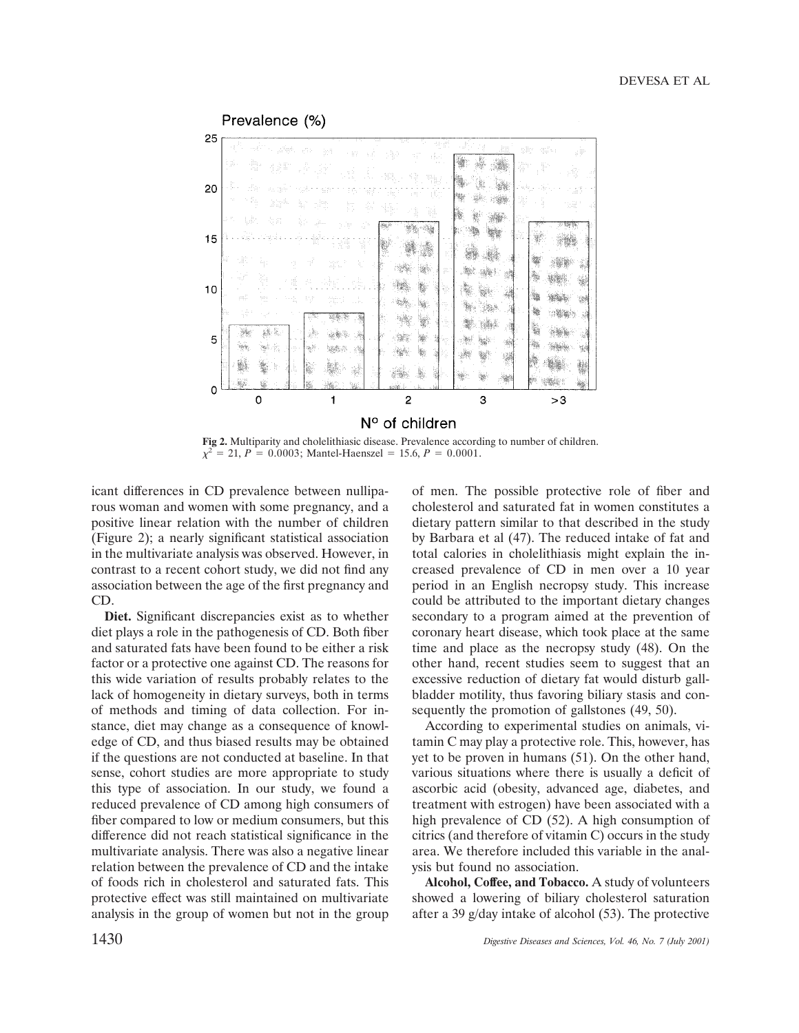Prevalence (%)

25

20

15

10

5

0

0

1

2

3

>3

N° of children

**Fig 2.** Multiparity and cholelithiasic disease. Prevalence according to number of children. $\chi^2 = 21$, $P = 0.0003$; Mantel-Haenszel = 15.6, $P = 0.0001$.

icant differences in CD prevalence between nulliparous woman and women with some pregnancy, and a positive linear relation with the number of children (Figure 2); a nearly significant statistical association in the multivariate analysis was observed. However, in contrast to a recent cohort study, we did not find any association between the age of the first pregnancy and CD.

**Diet.** Significant discrepancies exist as to whether diet plays a role in the pathogenesis of CD. Both fiber and saturated fats have been found to be either a risk factor or a protective one against CD. The reasons for this wide variation of results probably relates to the lack of homogeneity in dietary surveys, both in terms of methods and timing of data collection. For instance, diet may change as a consequence of knowledge of CD, and thus biased results may be obtained if the questions are not conducted at baseline. In that sense, cohort studies are more appropriate to study this type of association. In our study, we found a reduced prevalence of CD among high consumers of fiber compared to low or medium consumers, but this difference did not reach statistical significance in the multivariate analysis. There was also a negative linear relation between the prevalence of CD and the intake of foods rich in cholesterol and saturated fats. This protective effect was still maintained on multivariate analysis in the group of women but not in the group of men. The possible protective role of fiber and cholesterol and saturated fat in women constitutes a dietary pattern similar to that described in the study by Barbara et al (47). The reduced intake of fat and total calories in cholelithiasis might explain the increased prevalence of CD in men over a 10 year period in an English necropsy study. This increase could be attributed to the important dietary changes secondary to a program aimed at the prevention of coronary heart disease, which took place at the same time and place as the necropsy study (48). On the other hand, recent studies seem to suggest that an excessive reduction of dietary fat would disturb gallbladder motility, thus favoring biliary stasis and consequently the promotion of gallstones (49, 50).

According to experimental studies on animals, vitamin C may play a protective role. This, however, has yet to be proven in humans (51). On the other hand, various situations where there is usually a deficit of ascorbic acid (obesity, advanced age, diabetes, and treatment with estrogen) have been associated with a high prevalence of CD (52). A high consumption of citrics (and therefore of vitamin C) occurs in the study area. We therefore included this variable in the analysis but found no association.

**Alcohol, Coffee, and Tobacco.** A study of volunteers showed a lowering of biliary cholesterol saturation after a 39 g/day intake of alcohol (53). The protective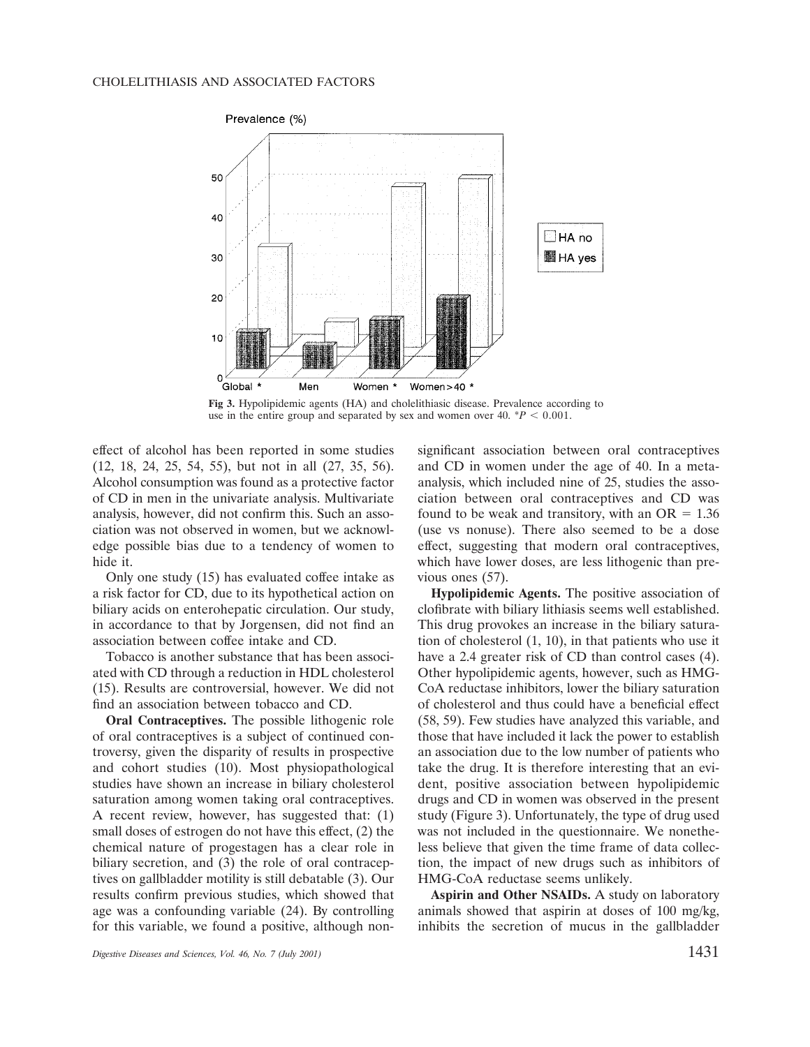Prevalence (%)

Global * Men Women * Women > 40 *

HA no
HA yes

**Fig 3.** Hypolipidemic agents (HA) and cholelithiasic disease. Prevalence according to use in the entire group and separated by sex and women over 40. $*P < 0.001$.

effect of alcohol has been reported in some studies (12, 18, 24, 25, 54, 55), but not in all (27, 35, 56). Alcohol consumption was found as a protective factor of CD in men in the univariate analysis. Multivariate analysis, however, did not confirm this. Such an association was not observed in women, but we acknowledge possible bias due to a tendency of women to hide it.

Only one study (15) has evaluated coffee intake as a risk factor for CD, due to its hypothetical action on biliary acids on enterohepatic circulation. Our study, in accordance to that by Jorgensen, did not find an association between coffee intake and CD.

Tobacco is another substance that has been associated with CD through a reduction in HDL cholesterol (15). Results are controversial, however. We did not find an association between tobacco and CD.

**Oral Contraceptives.** The possible lithogenic role of oral contraceptives is a subject of continued controversy, given the disparity of results in prospective and cohort studies (10). Most physiopathological studies have shown an increase in biliary cholesterol saturation among women taking oral contraceptives. A recent review, however, has suggested that: (1) small doses of estrogen do not have this effect, (2) the chemical nature of progestagen has a clear role in biliary secretion, and (3) the role of oral contraceptives on gallbladder motility is still debatable (3). Our results confirm previous studies, which showed that age was a confounding variable (24). By controlling for this variable, we found a positive, although nonsignificant association between oral contraceptives and CD in women under the age of 40. In a meta-analysis, which included nine of 25, studies the association between oral contraceptives and CD was found to be weak and transitory, with an OR = 1.36 (use vs nonuse). There also seemed to be a dose effect, suggesting that modern oral contraceptives, which have lower doses, are less lithogenic than previous ones (57).

**Hypolipidemic Agents.** The positive association of clofibrate with biliary lithiasis seems well established. This drug provokes an increase in the biliary saturation of cholesterol (1, 10), in that patients who use it have a 2.4 greater risk of CD than control cases (4). Other hypolipidemic agents, however, such as HMG-CoA reductase inhibitors, lower the biliary saturation of cholesterol and thus could have a beneficial effect (58, 59). Few studies have analyzed this variable, and those that have included it lack the power to establish an association due to the low number of patients who take the drug. It is therefore interesting that an evident, positive association between hypolipidemic drugs and CD in women was observed in the present study (Figure 3). Unfortunately, the type of drug used was not included in the questionnaire. We nonetheless believe that given the time frame of data collection, the impact of new drugs such as inhibitors of HMG-CoA reductase seems unlikely.

**Aspirin and Other NSAIDs.** A study on laboratory animals showed that aspirin at doses of 100 mg/kg, inhibits the secretion of mucus in the gallbladder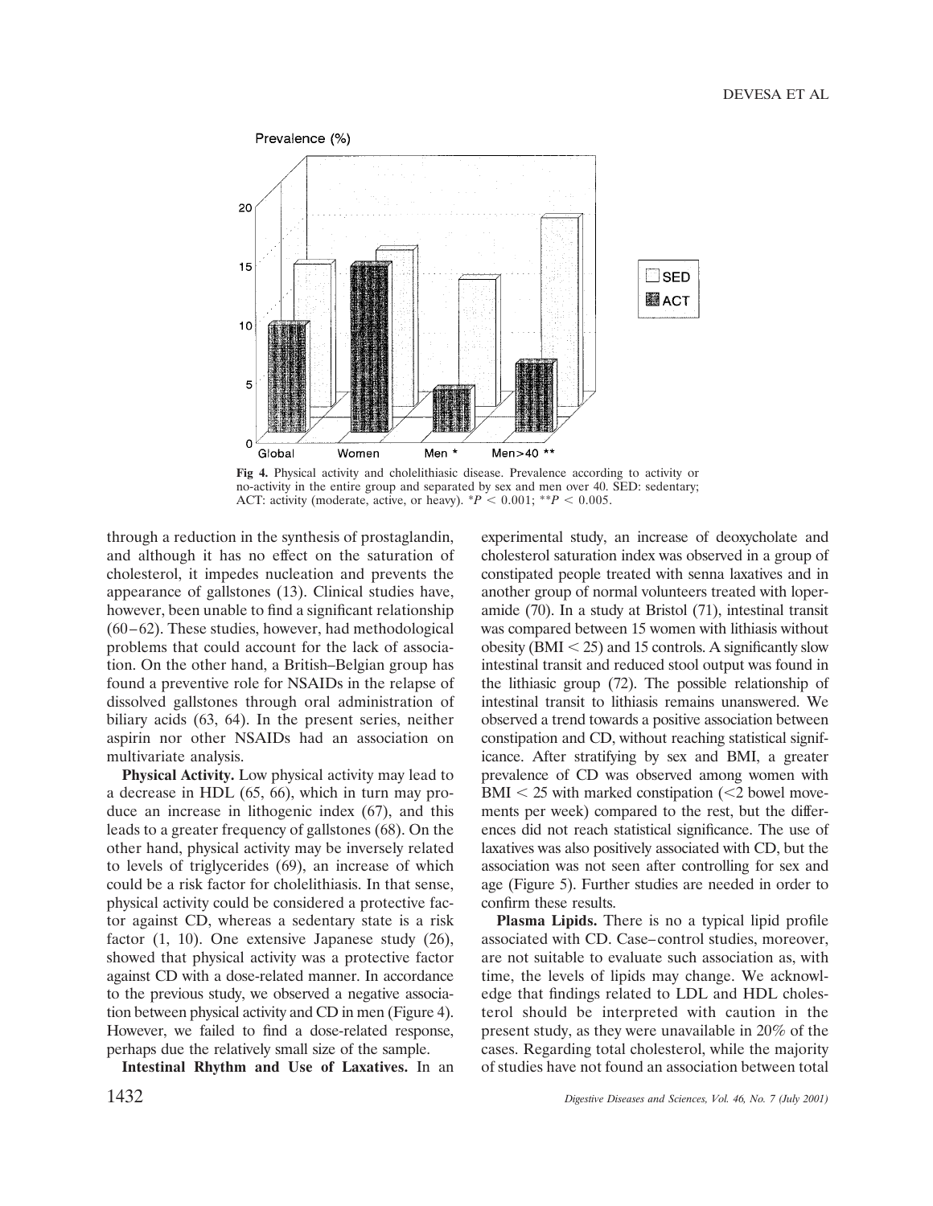Fig 4. Physical activity and cholelithiasic disease. Prevalence according to activity or no-activity in the entire group and separated by sex and men over 40. SED: sedentary; ACT: activity (moderate, active, or heavy). $*P < 0.001$; $**P < 0.005$.

through a reduction in the synthesis of prostaglandin, and although it has no effect on the saturation of cholesterol, it impedes nucleation and prevents the appearance of gallstones (13). Clinical studies have, however, been unable to find a significant relationship (60–62). These studies, however, had methodological problems that could account for the lack of association. On the other hand, a British–Belgian group has found a preventive role for NSAIDs in the relapse of dissolved gallstones through oral administration of biliary acids (63, 64). In the present series, neither aspirin nor other NSAIDs had an association on multivariate analysis.

**Physical Activity.** Low physical activity may lead to a decrease in HDL (65, 66), which in turn may produce an increase in lithogenic index (67), and this leads to a greater frequency of gallstones (68). On the other hand, physical activity may be inversely related to levels of triglycerides (69), an increase of which could be a risk factor for cholelithiasis. In that sense, physical activity could be considered a protective factor against CD, whereas a sedentary state is a risk factor (1, 10). One extensive Japanese study (26), showed that physical activity was a protective factor against CD with a dose-related manner. In accordance to the previous study, we observed a negative association between physical activity and CD in men (Figure 4). However, we failed to find a dose-related response, perhaps due the relatively small size of the sample.

**Intestinal Rhythm and Use of Laxatives.** In an experimental study, an increase of deoxycholate and cholesterol saturation index was observed in a group of constipated people treated with senna laxatives and in another group of normal volunteers treated with loperamide (70). In a study at Bristol (71), intestinal transit was compared between 15 women with lithiasis without obesity (BMI < 25) and 15 controls. A significantly slow intestinal transit and reduced stool output was found in the lithiasic group (72). The possible relationship of intestinal transit to lithiasis remains unanswered. We observed a trend towards a positive association between constipation and CD, without reaching statistical significance. After stratifying by sex and BMI, a greater prevalence of CD was observed among women with BMI < 25 with marked constipation (<2 bowel movements per week) compared to the rest, but the differences did not reach statistical significance. The use of laxatives was also positively associated with CD, but the association was not seen after controlling for sex and age (Figure 5). Further studies are needed in order to confirm these results.

**Plasma Lipids.** There is no a typical lipid profile associated with CD. Case–control studies, moreover, are not suitable to evaluate such association as, with time, the levels of lipids may change. We acknowledge that findings related to LDL and HDL cholesterol should be interpreted with caution in the present study, as they were unavailable in 20% of the cases. Regarding total cholesterol, while the majority of studies have not found an association between total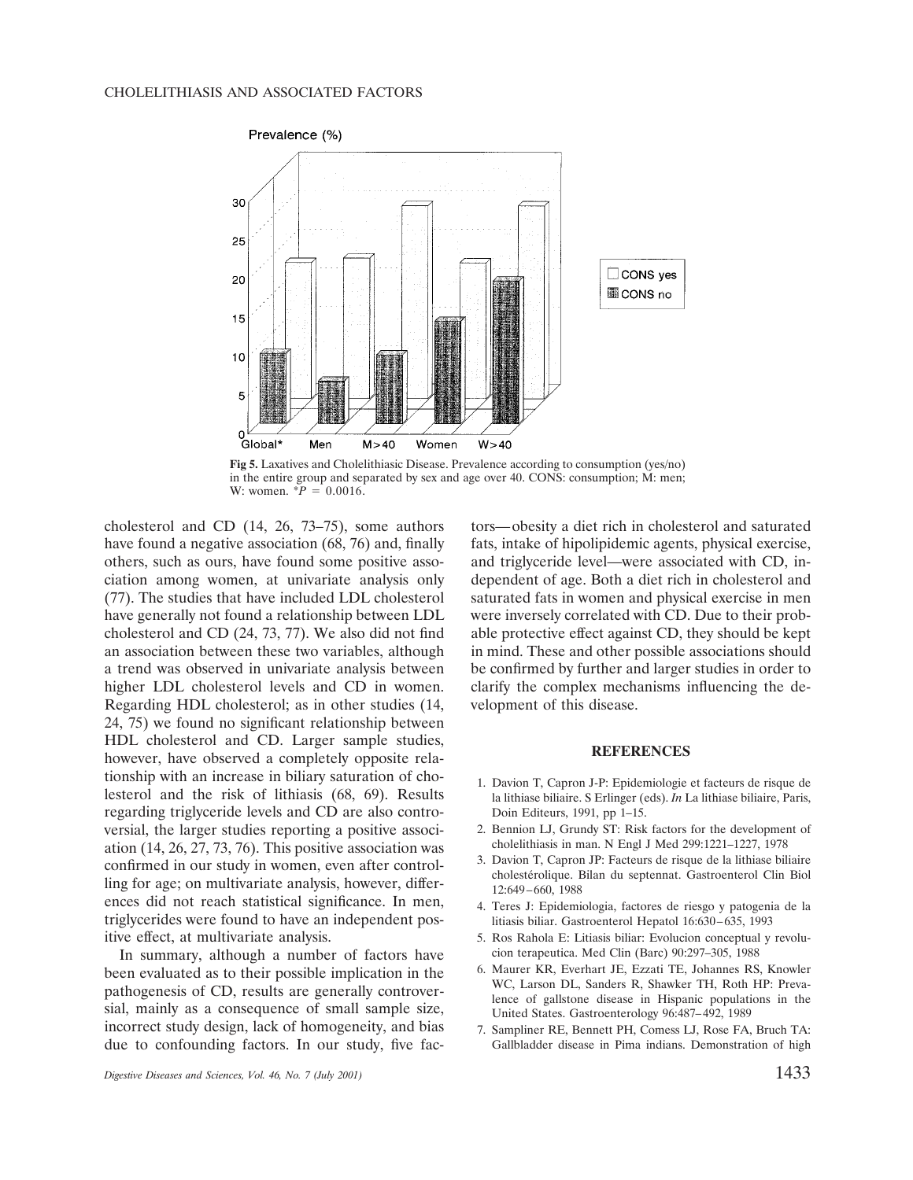Fig 5. Laxatives and Cholelithiasic Disease. Prevalence according to consumption (yes/no) in the entire group and separated by sex and age over 40. CONS: consumption; M: men; W: women. $^{*}P = 0.0016$.

cholesterol and CD (14, 26, 73–75), some authors have found a negative association (68, 76) and, finally others, such as ours, have found some positive association among women, at univariate analysis only (77). The studies that have included LDL cholesterol have generally not found a relationship between LDL cholesterol and CD (24, 73, 77). We also did not find an association between these two variables, although a trend was observed in univariate analysis between higher LDL cholesterol levels and CD in women. Regarding HDL cholesterol; as in other studies (14, 24, 75) we found no significant relationship between HDL cholesterol and CD. Larger sample studies, however, have observed a completely opposite relationship with an increase in biliary saturation of cholesterol and the risk of lithiasis (68, 69). Results regarding triglyceride levels and CD are also controversial, the larger studies reporting a positive association (14, 26, 27, 73, 76). This positive association was confirmed in our study in women, even after controlling for age; on multivariate analysis, however, differences did not reach statistical significance. In men, triglycerides were found to have an independent positive effect, at multivariate analysis.

In summary, although a number of factors have been evaluated as to their possible implication in the pathogenesis of CD, results are generally controversial, mainly as a consequence of small sample size, incorrect study design, lack of homogeneity, and bias due to confounding factors. In our study, five factors—obesity a diet rich in cholesterol and saturated fats, intake of hipolipidemic agents, physical exercise, and triglyceride level—were associated with CD, independent of age. Both a diet rich in cholesterol and saturated fats in women and physical exercise in men were inversely correlated with CD. Due to their probable protective effect against CD, they should be kept in mind. These and other possible associations should be confirmed by further and larger studies in order to clarify the complex mechanisms influencing the development of this disease.

## REFERENCES

1. Davion T, Capron J-P: Epidemiologie et facteurs de risque de la lithiase biliaire. S Erlinger (eds). *In* La lithiase biliaire, Paris, Doin Editeurs, 1991, pp 1–15.
2. Bennion LJ, Grundy ST: Risk factors for the development of cholelithiasis in man. N Engl J Med 299:1221–1227, 1978
3. Davion T, Capron JP: Facteurs de risque de la lithiase biliaire cholestérolique. Bilan du septennat. Gastroenterol Clin Biol 12:649–660, 1988
4. Teres J: Epidemiologia, factores de riesgo y patogenia de la litiasis biliar. Gastroenterol Hepatol 16:630–635, 1993
5. Ros Rahola E: Litiasis biliar: Evolucion conceptual y revolucion terapeutica. Med Clin (Barc) 90:297–305, 1988
6. Maurer KR, Everhart JE, Ezzati TE, Johannes RS, Knowler WC, Larson DL, Sanders R, Shawker TH, Roth HP: Prevalence of gallstone disease in Hispanic populations in the United States. Gastroenterology 96:487–492, 1989
7. Sampliner RE, Bennett PH, Comess LJ, Rose FA, Bruch TA: Gallbladder disease in Pima indians. Demonstration of high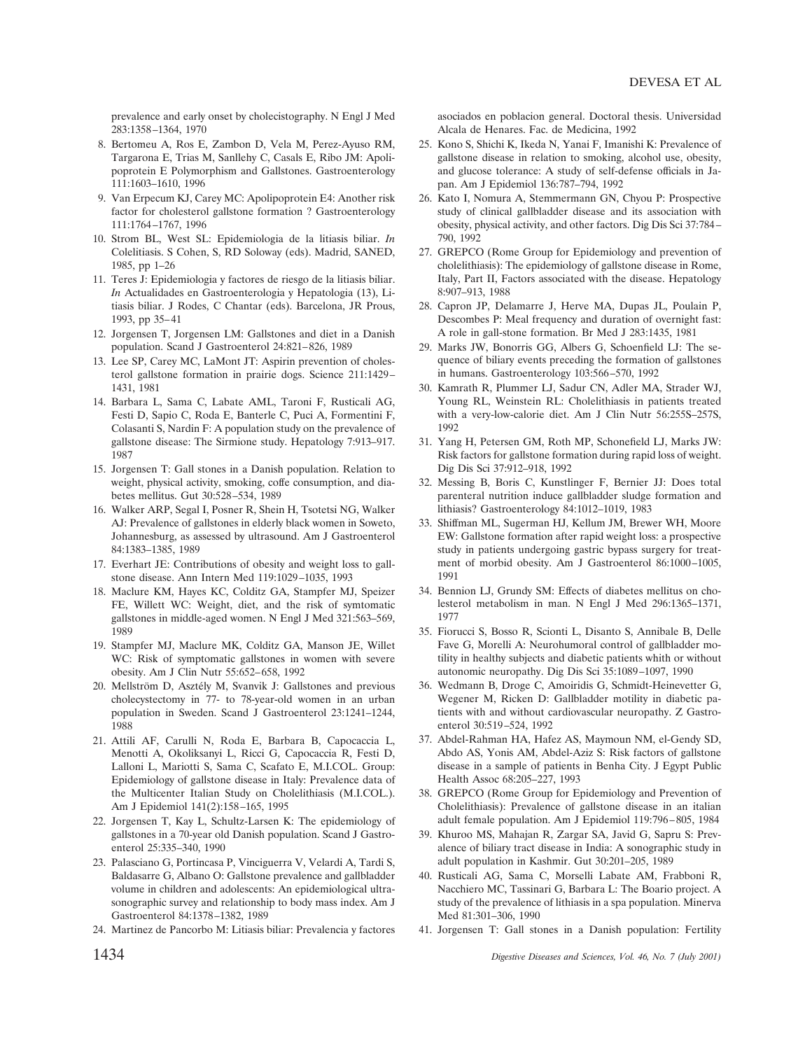prevalence and early onset by cholecistography. N Engl J Med 283:1358–1364, 1970

8. Bertomeu A, Ros E, Zambon D, Vela M, Perez-Ayuso RM, Targarona E, Trias M, Sanllehy C, Casals E, Ribo JM: Apolipoprotein E Polymorphism and Gallstones. Gastroenterology 111:1603–1610, 1996
9. Van Erpecum KJ, Carey MC: Apolipoprotein E4: Another risk factor for cholesterol gallstone formation ? Gastroenterology 111:1764–1767, 1996
10. Strom BL, West SL: Epidemiologia de la litiasis biliar. *In* Colelitiasis. S Cohen, S, RD Soloway (eds). Madrid, SANED, 1985, pp 1–26
11. Teres J: Epidemiologia y factores de riesgo de la litiasis biliar. *In* Actualidades en Gastroenterologia y Hepatologia (13), Litiasis biliar. J Rodes, C Chantar (eds). Barcelona, JR Prous, 1993, pp 35–41
12. Jorgensen T, Jorgensen LM: Gallstones and diet in a Danish population. Scand J Gastroenterol 24:821–826, 1989
13. Lee SP, Carey MC, LaMont JT: Aspirin prevention of cholesterol gallstone formation in prairie dogs. Science 211:1429–1431, 1981
14. Barbara L, Sama C, Labate AML, Taroni F, Rusticali AG, Festi D, Sapio C, Roda E, Banterle C, Puci A, Formentini F, Colasanti S, Nardin F: A population study on the prevalence of gallstone disease: The Sirmione study. Hepatology 7:913–917. 1987
15. Jorgensen T: Gall stones in a Danish population. Relation to weight, physical activity, smoking, coffe consumption, and diabetes mellitus. Gut 30:528–534, 1989
16. Walker ARP, Segal I, Posner R, Shein H, Tsotetsi NG, Walker AJ: Prevalence of gallstones in elderly black women in Soweto, Johannesburg, as assessed by ultrasound. Am J Gastroenterol 84:1383–1385, 1989
17. Everhart JE: Contributions of obesity and weight loss to gallstone disease. Ann Intern Med 119:1029–1035, 1993
18. Maclure KM, Hayes KC, Colditz GA, Stampfer MJ, Speizer FE, Willett WC: Weight, diet, and the risk of symtomatic gallstones in middle-aged women. N Engl J Med 321:563–569, 1989
19. Stampfer MJ, Maclure MK, Colditz GA, Manson JE, Willet WC: Risk of symptomatic gallstones in women with severe obesity. Am J Clin Nutr 55:652–658, 1992
20. Mellström D, Asztély M, Svanvik J: Gallstones and previous cholecystectomy in 77- to 78-year-old women in an urban population in Sweden. Scand J Gastroenterol 23:1241–1244, 1988
21. Attili AF, Carulli N, Roda E, Barbara B, Capocaccia L, Menotti A, Okoliksanyi L, Ricci G, Capocaccia R, Festi D, Lalloni L, Mariotti S, Sama C, Scafato E, M.I.COL. Group: Epidemiology of gallstone disease in Italy: Prevalence data of the Multicenter Italian Study on Cholelithiasis (M.I.COL.). Am J Epidemiol 141(2):158–165, 1995
22. Jorgensen T, Kay L, Schultz-Larsen K: The epidemiology of gallstones in a 70-year old Danish population. Scand J Gastroenterol 25:335–340, 1990
23. Palasciano G, Portincasa P, Vinciguerra V, Velardi A, Tardi S, Baldasarre G, Albano O: Gallstone prevalence and gallbladder volume in children and adolescents: An epidemiological ultrasonographic survey and relationship to body mass index. Am J Gastroenterol 84:1378–1382, 1989
24. Martinez de Pancorbo M: Litiasis biliar: Prevalencia y factores asociados en poblacion general. Doctoral thesis. Universidad Alcala de Henares. Fac. de Medicina, 1992
25. Kono S, Shichi K, Ikeda N, Yanai F, Imanishi K: Prevalence of gallstone disease in relation to smoking, alcohol use, obesity, and glucose tolerance: A study of self-defense officials in Japan. Am J Epidemiol 136:787–794, 1992
26. Kato I, Nomura A, Stemmermann GN, Chyou P: Prospective study of clinical gallbladder disease and its association with obesity, physical activity, and other factors. Dig Dis Sci 37:784–790, 1992
27. GREPCO (Rome Group for Epidemiology and prevention of cholelithiasis): The epidemiology of gallstone disease in Rome, Italy, Part II, Factors associated with the disease. Hepatology 8:907–913, 1988
28. Capron JP, Delamarre J, Herve MA, Dupas JL, Poulain P, Descombes P: Meal frequency and duration of overnight fast: A role in gall-stone formation. Br Med J 283:1435, 1981
29. Marks JW, Bonorris GG, Albers G, Schoenfield LJ: The sequence of biliary events preceding the formation of gallstones in humans. Gastroenterology 103:566–570, 1992
30. Kamrath R, Plummer LJ, Sadur CN, Adler MA, Strader WJ, Young RL, Weinstein RL: Cholelithiasis in patients treated with a very-low-calorie diet. Am J Clin Nutr 56:255S–257S, 1992
31. Yang H, Petersen GM, Roth MP, Schonefield LJ, Marks JW: Risk factors for gallstone formation during rapid loss of weight. Dig Dis Sci 37:912–918, 1992
32. Messing B, Boris C, Kunstlinger F, Bernier JJ: Does total parenteral nutrition induce gallbladder sludge formation and lithiasis? Gastroenterology 84:1012–1019, 1983
33. Shiffman ML, Sugerman HJ, Kellum JM, Brewer WH, Moore EW: Gallstone formation after rapid weight loss: a prospective study in patients undergoing gastric bypass surgery for treatment of morbid obesity. Am J Gastroenterol 86:1000–1005, 1991
34. Bennion LJ, Grundy SM: Effects of diabetes mellitus on cholesterol metabolism in man. N Engl J Med 296:1365–1371, 1977
35. Fiorucci S, Bosso R, Scionti L, Disanto S, Annibale B, Delle Fave G, Morelli A: Neurohumoral control of gallbladder motility in healthy subjects and diabetic patients whith or without autonomic neuropathy. Dig Dis Sci 35:1089–1097, 1990
36. Wedmann B, Droge C, Amoiridis G, Schmidt-Heinevetter G, Wegener M, Ricken D: Gallbladder motility in diabetic patients with and without cardiovascular neuropathy. Z Gastroenterol 30:519–524, 1992
37. Abdel-Rahman HA, Hafez AS, Maymoun NM, el-Gendy SD, Abdo AS, Yonis AM, Abdel-Aziz S: Risk factors of gallstone disease in a sample of patients in Benha City. J Egypt Public Health Assoc 68:205–227, 1993
38. GREPCO (Rome Group for Epidemiology and Prevention of Cholelithiasis): Prevalence of gallstone disease in an italian adult female population. Am J Epidemiol 119:796–805, 1984
39. Khuroo MS, Mahajan R, Zargar SA, Javid G, Sapru S: Prevalence of biliary tract disease in India: A sonographic study in adult population in Kashmir. Gut 30:201–205, 1989
40. Rusticali AG, Sama C, Morselli Labate AM, Frabboni R, Nacchiero MC, Tassinari G, Barbara L: The Boario project. A study of the prevalence of lithiasis in a spa population. Minerva Med 81:301–306, 1990
41. Jorgensen T: Gall stones in a Danish population: Fertility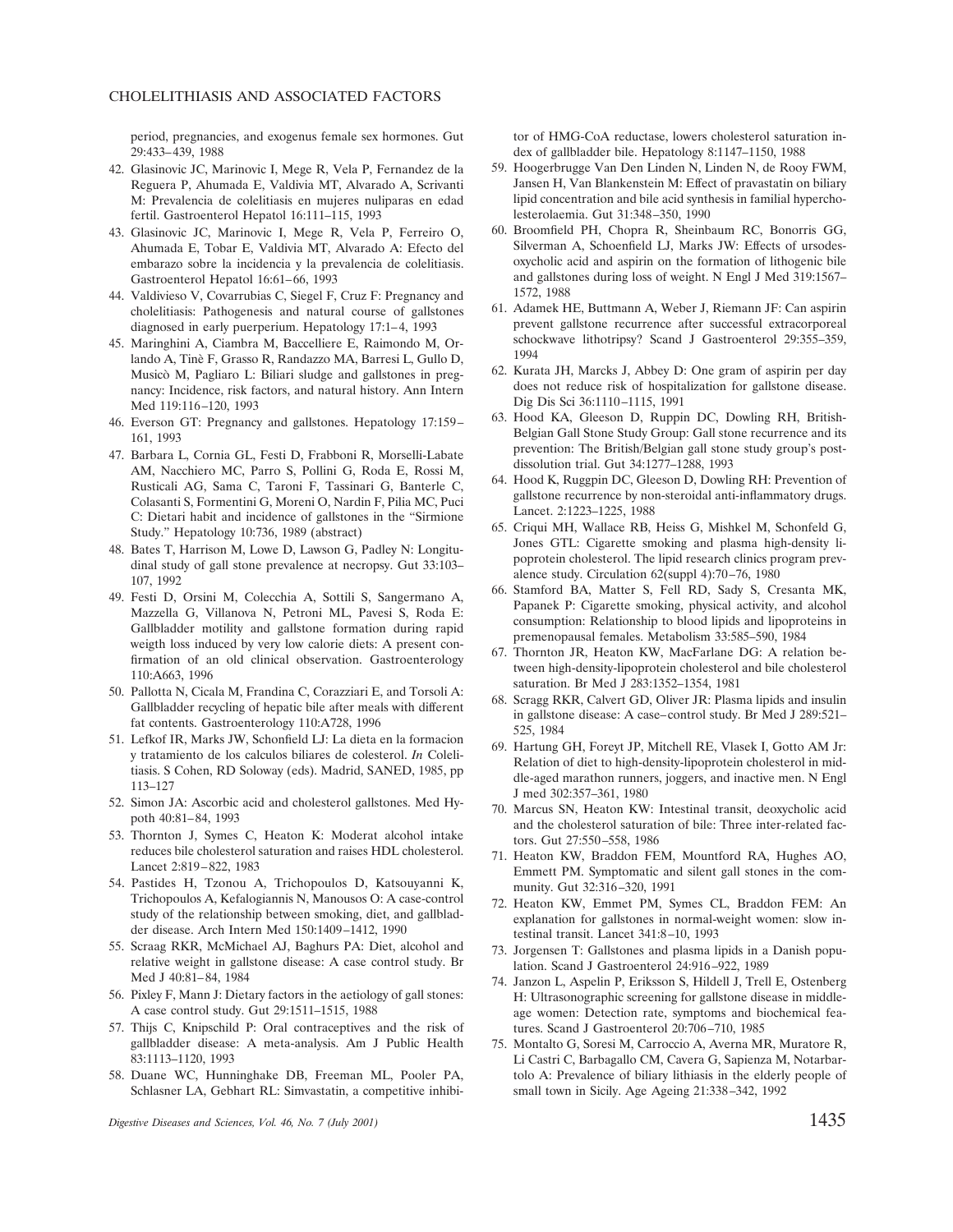period, pregnancies, and exogenus female sex hormones. Gut 29:433–439, 1988

42. Glasinovic JC, Marinovic I, Mege R, Vela P, Fernandez de la Reguera P, Ahumada E, Valdivia MT, Alvarado A, Scrivanti M: Prevalencia de colelitiasis en mujeres nuliparas en edad fertil. Gastroenterol Hepatol 16:111–115, 1993
43. Glasinovic JC, Marinovic I, Mege R, Vela P, Ferreiro O, Ahumada E, Tobar E, Valdivia MT, Alvarado A: Efecto del embarazo sobre la incidencia y la prevalencia de colelitiasis. Gastroenterol Hepatol 16:61–66, 1993
44. Valdivieso V, Covarrubias C, Siegel F, Cruz F: Pregnancy and cholelitiasis: Pathogenesis and natural course of gallstones diagnosed in early puerperium. Hepatology 17:1–4, 1993
45. Maringhini A, Ciambra M, Baccelliere E, Raimondo M, Orlando A, Tinè F, Grasso R, Randazzo MA, Barresi L, Gullo D, Musicò M, Pagliaro L: Biliari sludge and gallstones in pregnancy: Incidence, risk factors, and natural history. Ann Intern Med 119:116–120, 1993
46. Everson GT: Pregnancy and gallstones. Hepatology 17:159–161, 1993
47. Barbara L, Cornia GL, Festi D, Frabboni R, Morselli-Labate AM, Nacchiero MC, Parro S, Pollini G, Roda E, Rossi M, Rusticali AG, Sama C, Taroni F, Tassinari G, Banterle C, Colasanti S, Formentini G, Moreni O, Nardin F, Pilia MC, Puci C: Dietari habit and incidence of gallstones in the "Sirmione Study." Hepatology 10:736, 1989 (abstract)
48. Bates T, Harrison M, Lowe D, Lawson G, Padley N: Longitudinal study of gall stone prevalence at necropsy. Gut 33:103–107, 1992
49. Festi D, Orsini M, Colecchia A, Sottili S, Sangermano A, Mazzella G, Villanova N, Petroni ML, Pavesi S, Roda E: Gallbladder motility and gallstone formation during rapid weigth loss induced by very low calorie diets: A present confirmation of an old clinical observation. Gastroenterology 110:A663, 1996
50. Pallotta N, Cicala M, Frandina C, Corazziari E, and Torsoli A: Gallbladder recycling of hepatic bile after meals with different fat contents. Gastroenterology 110:A728, 1996
51. Lefkof IR, Marks JW, Schonfield LJ: La dieta en la formacion y tratamiento de los calculos biliares de colesterol. *In* Colelitiasis. S Cohen, RD Soloway (eds). Madrid, SANED, 1985, pp 113–127
52. Simon JA: Ascorbic acid and cholesterol gallstones. Med Hypoth 40:81–84, 1993
53. Thornton J, Symes C, Heaton K: Moderat alcohol intake reduces bile cholesterol saturation and raises HDL cholesterol. Lancet 2:819–822, 1983
54. Pastides H, Tzonou A, Trichopoulos D, Katsouyanni K, Trichopoulos A, Kefalogiannis N, Manousos O: A case-control study of the relationship between smoking, diet, and gallbladder disease. Arch Intern Med 150:1409–1412, 1990
55. Scraag RKR, McMichael AJ, Baghurs PA: Diet, alcohol and relative weight in gallstone disease: A case control study. Br Med J 40:81–84, 1984
56. Pixley F, Mann J: Dietary factors in the aetiology of gall stones: A case control study. Gut 29:1511–1515, 1988
57. Thijs C, Knipschild P: Oral contraceptives and the risk of gallbladder disease: A meta-analysis. Am J Public Health 83:1113–1120, 1993
58. Duane WC, Hunninghake DB, Freeman ML, Pooler PA, Schlasner LA, Gebhart RL: Simvastatin, a competitive inhibitor of HMG-CoA reductase, lowers cholesterol saturation index of gallbladder bile. Hepatology 8:1147–1150, 1988
59. Hoogerbrugge Van Den Linden N, Linden N, de Rooy FWM, Jansen H, Van Blankenstein M: Effect of pravastatin on biliary lipid concentration and bile acid synthesis in familial hypercholesterolaemia. Gut 31:348–350, 1990
60. Broomfield PH, Chopra R, Sheinbaum RC, Bonorris GG, Silverman A, Schoenfield LJ, Marks JW: Effects of ursodesoxycholic acid and aspirin on the formation of lithogenic bile and gallstones during loss of weight. N Engl J Med 319:1567–1572, 1988
61. Adamek HE, Buttmann A, Weber J, Riemann JF: Can aspirin prevent gallstone recurrence after successful extracorporeal schockwave lithotripsy? Scand J Gastroenterol 29:355–359, 1994
62. Kurata JH, Marcks J, Abbey D: One gram of aspirin per day does not reduce risk of hospitalization for gallstone disease. Dig Dis Sci 36:1110–1115, 1991
63. Hood KA, Gleeson D, Ruppin DC, Dowling RH, British-Belgian Gall Stone Study Group: Gall stone recurrence and its prevention: The British/Belgian gall stone study group's post-dissolution trial. Gut 34:1277–1288, 1993
64. Hood K, Ruggpin DC, Gleeson D, Dowling RH: Prevention of gallstone recurrence by non-steroidal anti-inflammatory drugs. Lancet. 2:1223–1225, 1988
65. Criqui MH, Wallace RB, Heiss G, Mishkel M, Schonfeld G, Jones GTL: Cigarette smoking and plasma high-density lipoprotein cholesterol. The lipid research clinics program prevalence study. Circulation 62(suppl 4):70–76, 1980
66. Stamford BA, Matter S, Fell RD, Sady S, Cresanta MK, Papanek P: Cigarette smoking, physical activity, and alcohol consumption: Relationship to blood lipids and lipoproteins in premenopausal females. Metabolism 33:585–590, 1984
67. Thornton JR, Heaton KW, MacFarlane DG: A relation between high-density-lipoprotein cholesterol and bile cholesterol saturation. Br Med J 283:1352–1354, 1981
68. Scragg RKR, Calvert GD, Oliver JR: Plasma lipids and insulin in gallstone disease: A case–control study. Br Med J 289:521–525, 1984
69. Hartung GH, Foreyt JP, Mitchell RE, Vlasek I, Gotto AM Jr: Relation of diet to high-density-lipoprotein cholesterol in middle-aged marathon runners, joggers, and inactive men. N Engl J med 302:357–361, 1980
70. Marcus SN, Heaton KW: Intestinal transit, deoxycholic acid and the cholesterol saturation of bile: Three inter-related factors. Gut 27:550–558, 1986
71. Heaton KW, Braddon FEM, Mountford RA, Hughes AO, Emmett PM. Symptomatic and silent gall stones in the community. Gut 32:316–320, 1991
72. Heaton KW, Emmet PM, Symes CL, Braddon FEM: An explanation for gallstones in normal-weight women: slow intestinal transit. Lancet 341:8–10, 1993
73. Jorgensen T: Gallstones and plasma lipids in a Danish population. Scand J Gastroenterol 24:916–922, 1989
74. Janzon L, Aspelin P, Eriksson S, Hildell J, Trell E, Ostenberg H: Ultrasonographic screening for gallstone disease in middle-age women: Detection rate, symptoms and biochemical features. Scand J Gastroenterol 20:706–710, 1985
75. Montalto G, Soresi M, Carroccio A, Averna MR, Muratore R, Li Castri C, Barbagallo CM, Cavera G, Sapienza M, Notarbartolo A: Prevalence of biliary lithiasis in the elderly people of small town in Sicily. Age Ageing 21:338–342, 1992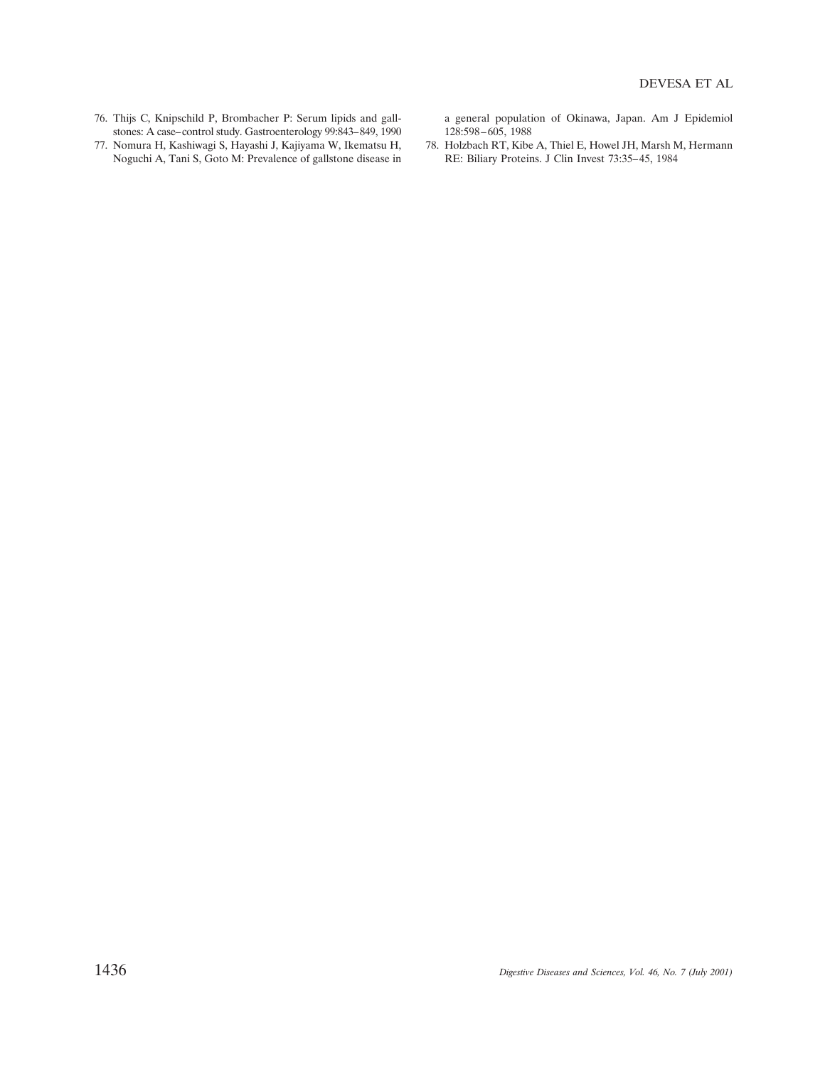76. Thijs C, Knipschild P, Brombacher P: Serum lipids and gallstones: A case–control study. Gastroenterology 99:843–849, 1990
77. Nomura H, Kashiwagi S, Hayashi J, Kajiyama W, Ikematsu H, Noguchi A, Tani S, Goto M: Prevalence of gallstone disease in a general population of Okinawa, Japan. Am J Epidemiol 128:598–605, 1988
78. Holzbach RT, Kibe A, Thiel E, Howel JH, Marsh M, Hermann RE: Biliary Proteins. J Clin Invest 73:35–45, 1984